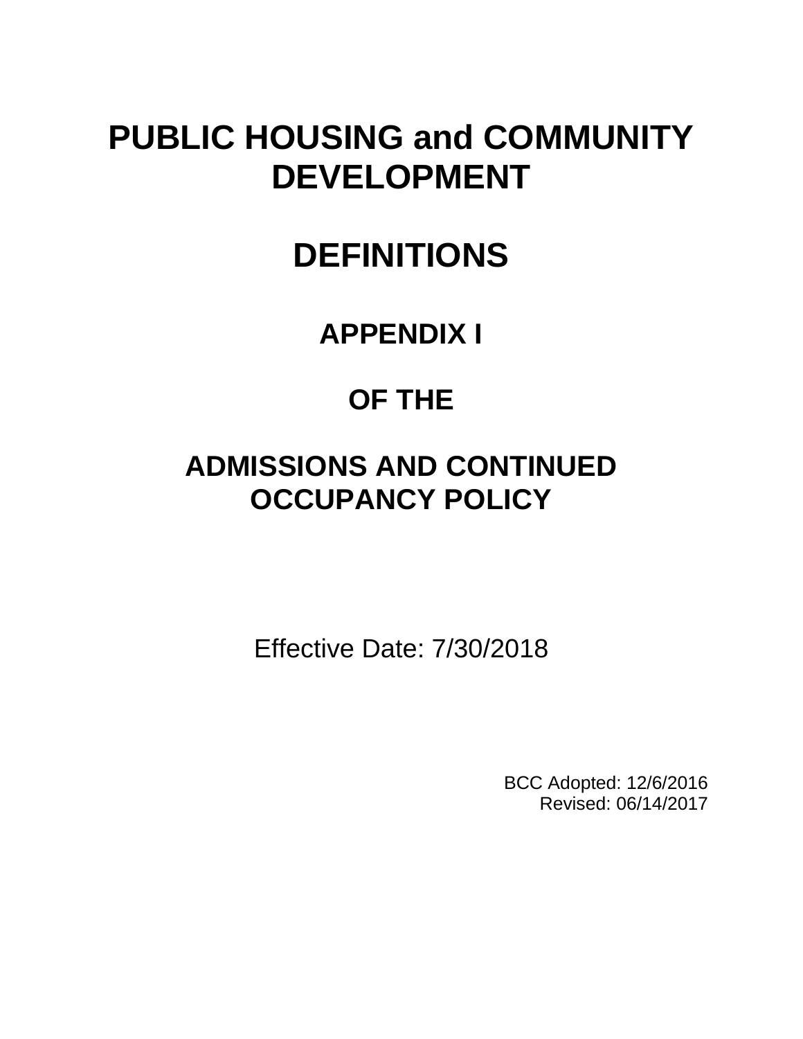# PUBLIC HOUSING and COMMUNITY DEVELOPMENT

# DEFINITIONS

## APPENDIX I

## OF THE

## ADMISSIONS AND CONTINUED OCCUPANCY POLICY

Effective Date: 7/30/2018

BCC Adopted: 12/6/2016
Revised: 06/14/2017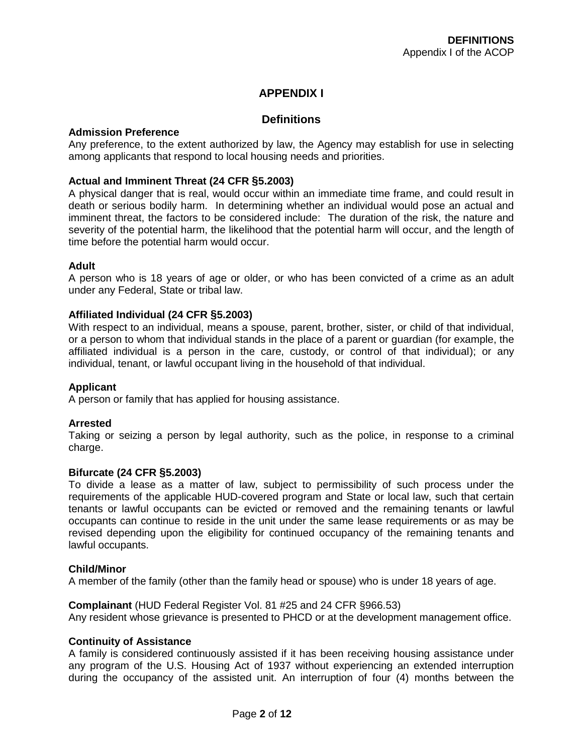# APPENDIX I

## Definitions

**Admission Preference**
Any preference, to the extent authorized by law, the Agency may establish for use in selecting among applicants that respond to local housing needs and priorities.

**Actual and Imminent Threat (24 CFR §5.2003)**
A physical danger that is real, would occur within an immediate time frame, and could result in death or serious bodily harm. In determining whether an individual would pose an actual and imminent threat, the factors to be considered include: The duration of the risk, the nature and severity of the potential harm, the likelihood that the potential harm will occur, and the length of time before the potential harm would occur.

**Adult**
A person who is 18 years of age or older, or who has been convicted of a crime as an adult under any Federal, State or tribal law.

**Affiliated Individual (24 CFR §5.2003)**
With respect to an individual, means a spouse, parent, brother, sister, or child of that individual, or a person to whom that individual stands in the place of a parent or guardian (for example, the affiliated individual is a person in the care, custody, or control of that individual); or any individual, tenant, or lawful occupant living in the household of that individual.

**Applicant**
A person or family that has applied for housing assistance.

**Arrested**
Taking or seizing a person by legal authority, such as the police, in response to a criminal charge.

**Bifurcate (24 CFR §5.2003)**
To divide a lease as a matter of law, subject to permissibility of such process under the requirements of the applicable HUD-covered program and State or local law, such that certain tenants or lawful occupants can be evicted or removed and the remaining tenants or lawful occupants can continue to reside in the unit under the same lease requirements or as may be revised depending upon the eligibility for continued occupancy of the remaining tenants and lawful occupants.

**Child/Minor**
A member of the family (other than the family head or spouse) who is under 18 years of age.

**Complainant** (HUD Federal Register Vol. 81 #25 and 24 CFR §966.53)
Any resident whose grievance is presented to PHCD or at the development management office.

**Continuity of Assistance**
A family is considered continuously assisted if it has been receiving housing assistance under any program of the U.S. Housing Act of 1937 without experiencing an extended interruption during the occupancy of the assisted unit. An interruption of four (4) months between the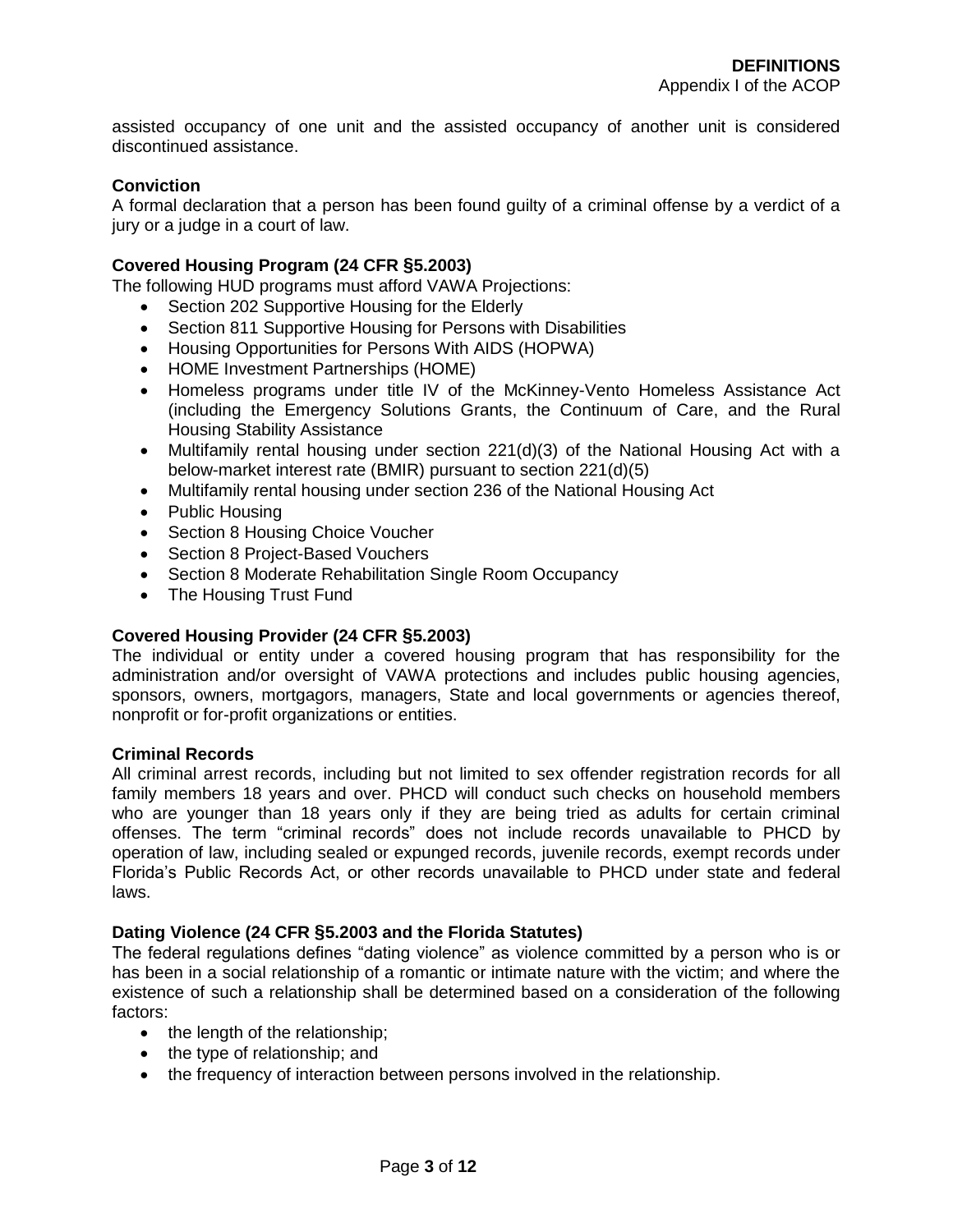assisted occupancy of one unit and the assisted occupancy of another unit is considered discontinued assistance.

**Conviction**

A formal declaration that a person has been found guilty of a criminal offense by a verdict of a jury or a judge in a court of law.

**Covered Housing Program (24 CFR §5.2003)**

The following HUD programs must afford VAWA Projections:

- Section 202 Supportive Housing for the Elderly
- Section 811 Supportive Housing for Persons with Disabilities
- Housing Opportunities for Persons With AIDS (HOPWA)
- HOME Investment Partnerships (HOME)
- Homeless programs under title IV of the McKinney-Vento Homeless Assistance Act (including the Emergency Solutions Grants, the Continuum of Care, and the Rural Housing Stability Assistance
- Multifamily rental housing under section 221(d)(3) of the National Housing Act with a below-market interest rate (BMIR) pursuant to section 221(d)(5)
- Multifamily rental housing under section 236 of the National Housing Act
- Public Housing
- Section 8 Housing Choice Voucher
- Section 8 Project-Based Vouchers
- Section 8 Moderate Rehabilitation Single Room Occupancy
- The Housing Trust Fund

**Covered Housing Provider (24 CFR §5.2003)**

The individual or entity under a covered housing program that has responsibility for the administration and/or oversight of VAWA protections and includes public housing agencies, sponsors, owners, mortgagors, managers, State and local governments or agencies thereof, nonprofit or for-profit organizations or entities.

**Criminal Records**

All criminal arrest records, including but not limited to sex offender registration records for all family members 18 years and over. PHCD will conduct such checks on household members who are younger than 18 years only if they are being tried as adults for certain criminal offenses. The term "criminal records" does not include records unavailable to PHCD by operation of law, including sealed or expunged records, juvenile records, exempt records under Florida's Public Records Act, or other records unavailable to PHCD under state and federal laws.

**Dating Violence (24 CFR §5.2003 and the Florida Statutes)**

The federal regulations defines "dating violence" as violence committed by a person who is or has been in a social relationship of a romantic or intimate nature with the victim; and where the existence of such a relationship shall be determined based on a consideration of the following factors:

- the length of the relationship;
- the type of relationship; and
- the frequency of interaction between persons involved in the relationship.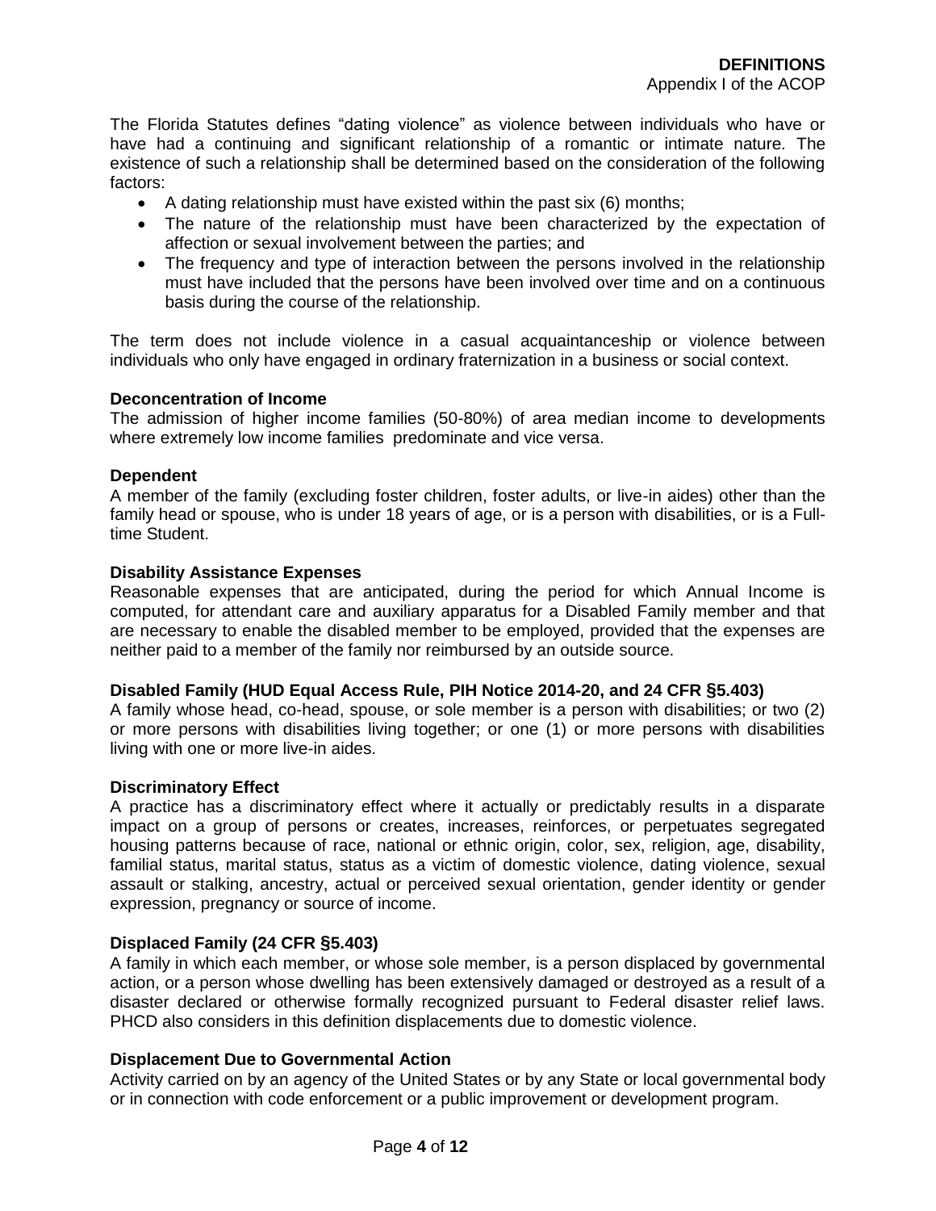The Florida Statutes defines "dating violence" as violence between individuals who have or have had a continuing and significant relationship of a romantic or intimate nature. The existence of such a relationship shall be determined based on the consideration of the following factors:

- A dating relationship must have existed within the past six (6) months;
- The nature of the relationship must have been characterized by the expectation of affection or sexual involvement between the parties; and
- The frequency and type of interaction between the persons involved in the relationship must have included that the persons have been involved over time and on a continuous basis during the course of the relationship.

The term does not include violence in a casual acquaintanceship or violence between individuals who only have engaged in ordinary fraternization in a business or social context.

**Deconcentration of Income**

The admission of higher income families (50-80%) of area median income to developments where extremely low income families predominate and vice versa.

**Dependent**

A member of the family (excluding foster children, foster adults, or live-in aides) other than the family head or spouse, who is under 18 years of age, or is a person with disabilities, or is a Full-time Student.

**Disability Assistance Expenses**

Reasonable expenses that are anticipated, during the period for which Annual Income is computed, for attendant care and auxiliary apparatus for a Disabled Family member and that are necessary to enable the disabled member to be employed, provided that the expenses are neither paid to a member of the family nor reimbursed by an outside source.

**Disabled Family (HUD Equal Access Rule, PIH Notice 2014-20, and 24 CFR §5.403)**

A family whose head, co-head, spouse, or sole member is a person with disabilities; or two (2) or more persons with disabilities living together; or one (1) or more persons with disabilities living with one or more live-in aides.

**Discriminatory Effect**

A practice has a discriminatory effect where it actually or predictably results in a disparate impact on a group of persons or creates, increases, reinforces, or perpetuates segregated housing patterns because of race, national or ethnic origin, color, sex, religion, age, disability, familial status, marital status, status as a victim of domestic violence, dating violence, sexual assault or stalking, ancestry, actual or perceived sexual orientation, gender identity or gender expression, pregnancy or source of income.

**Displaced Family (24 CFR §5.403)**

A family in which each member, or whose sole member, is a person displaced by governmental action, or a person whose dwelling has been extensively damaged or destroyed as a result of a disaster declared or otherwise formally recognized pursuant to Federal disaster relief laws. PHCD also considers in this definition displacements due to domestic violence.

**Displacement Due to Governmental Action**

Activity carried on by an agency of the United States or by any State or local governmental body or in connection with code enforcement or a public improvement or development program.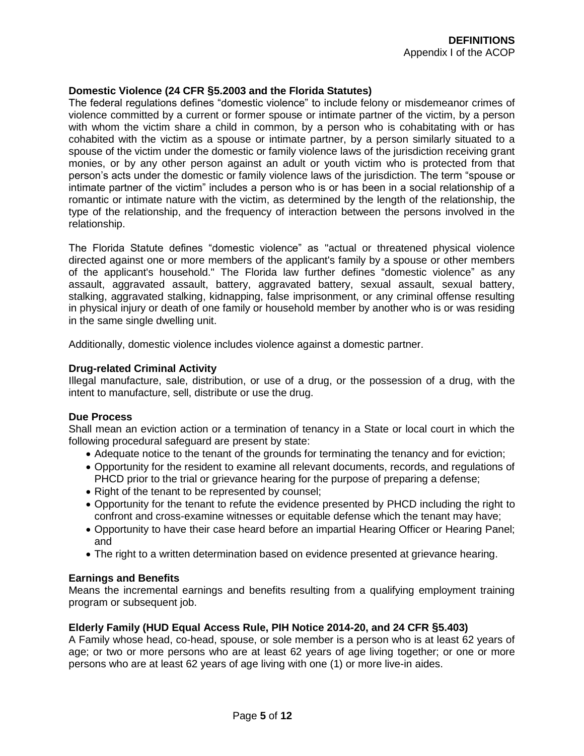### Domestic Violence (24 CFR §5.2003 and the Florida Statutes)

The federal regulations defines "domestic violence" to include felony or misdemeanor crimes of violence committed by a current or former spouse or intimate partner of the victim, by a person with whom the victim share a child in common, by a person who is cohabitating with or has cohabited with the victim as a spouse or intimate partner, by a person similarly situated to a spouse of the victim under the domestic or family violence laws of the jurisdiction receiving grant monies, or by any other person against an adult or youth victim who is protected from that person's acts under the domestic or family violence laws of the jurisdiction. The term "spouse or intimate partner of the victim" includes a person who is or has been in a social relationship of a romantic or intimate nature with the victim, as determined by the length of the relationship, the type of the relationship, and the frequency of interaction between the persons involved in the relationship.

The Florida Statute defines "domestic violence" as "actual or threatened physical violence directed against one or more members of the applicant's family by a spouse or other members of the applicant's household." The Florida law further defines "domestic violence" as any assault, aggravated assault, battery, aggravated battery, sexual assault, sexual battery, stalking, aggravated stalking, kidnapping, false imprisonment, or any criminal offense resulting in physical injury or death of one family or household member by another who is or was residing in the same single dwelling unit.

Additionally, domestic violence includes violence against a domestic partner.

### Drug-related Criminal Activity

Illegal manufacture, sale, distribution, or use of a drug, or the possession of a drug, with the intent to manufacture, sell, distribute or use the drug.

### Due Process

Shall mean an eviction action or a termination of tenancy in a State or local court in which the following procedural safeguard are present by state:

- Adequate notice to the tenant of the grounds for terminating the tenancy and for eviction;
- Opportunity for the resident to examine all relevant documents, records, and regulations of PHCD prior to the trial or grievance hearing for the purpose of preparing a defense;
- Right of the tenant to be represented by counsel;
- Opportunity for the tenant to refute the evidence presented by PHCD including the right to confront and cross-examine witnesses or equitable defense which the tenant may have;
- Opportunity to have their case heard before an impartial Hearing Officer or Hearing Panel; and
- The right to a written determination based on evidence presented at grievance hearing.

### Earnings and Benefits

Means the incremental earnings and benefits resulting from a qualifying employment training program or subsequent job.

### Elderly Family (HUD Equal Access Rule, PIH Notice 2014-20, and 24 CFR §5.403)

A Family whose head, co-head, spouse, or sole member is a person who is at least 62 years of age; or two or more persons who are at least 62 years of age living together; or one or more persons who are at least 62 years of age living with one (1) or more live-in aides.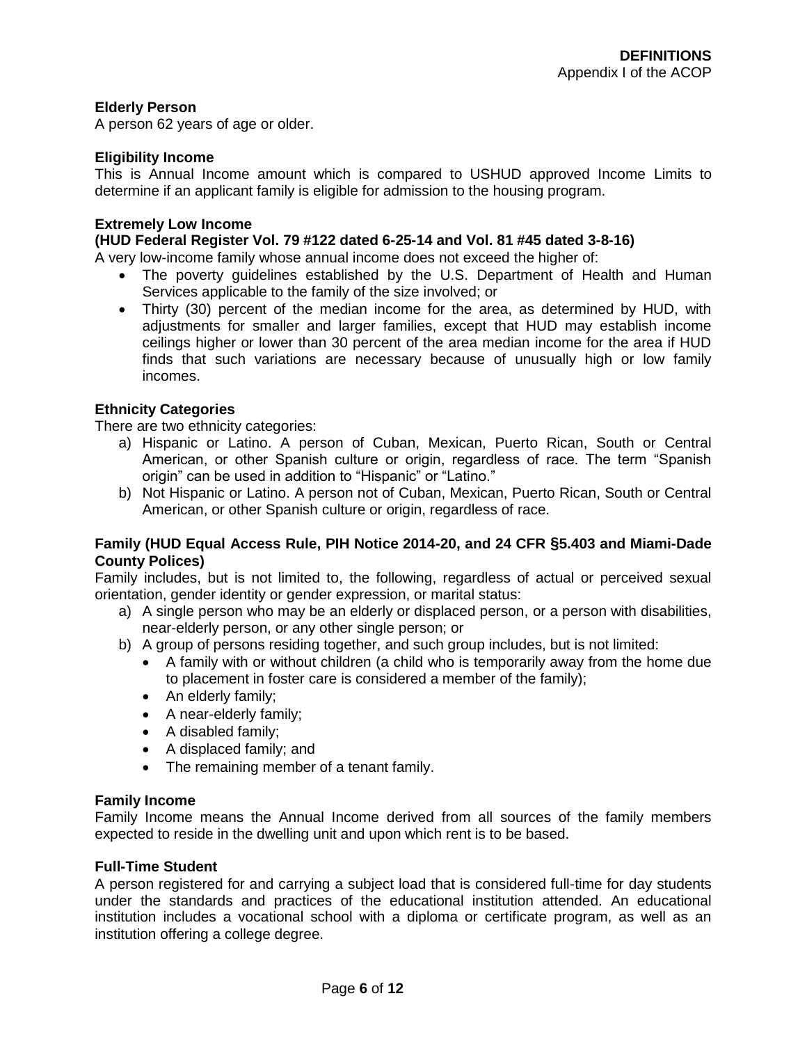**Elderly Person**
A person 62 years of age or older.

**Eligibility Income**
This is Annual Income amount which is compared to USHUD approved Income Limits to determine if an applicant family is eligible for admission to the housing program.

**Extremely Low Income**
**(HUD Federal Register Vol. 79 #122 dated 6-25-14 and Vol. 81 #45 dated 3-8-16)**
A very low-income family whose annual income does not exceed the higher of:

- The poverty guidelines established by the U.S. Department of Health and Human Services applicable to the family of the size involved; or
- Thirty (30) percent of the median income for the area, as determined by HUD, with adjustments for smaller and larger families, except that HUD may establish income ceilings higher or lower than 30 percent of the area median income for the area if HUD finds that such variations are necessary because of unusually high or low family incomes.

**Ethnicity Categories**
There are two ethnicity categories:

a) Hispanic or Latino. A person of Cuban, Mexican, Puerto Rican, South or Central American, or other Spanish culture or origin, regardless of race. The term "Spanish origin" can be used in addition to "Hispanic" or "Latino."
b) Not Hispanic or Latino. A person not of Cuban, Mexican, Puerto Rican, South or Central American, or other Spanish culture or origin, regardless of race.

**Family (HUD Equal Access Rule, PIH Notice 2014-20, and 24 CFR §5.403 and Miami-Dade County Polices)**
Family includes, but is not limited to, the following, regardless of actual or perceived sexual orientation, gender identity or gender expression, or marital status:

a) A single person who may be an elderly or displaced person, or a person with disabilities, near-elderly person, or any other single person; or
b) A group of persons residing together, and such group includes, but is not limited:
   - A family with or without children (a child who is temporarily away from the home due to placement in foster care is considered a member of the family);
   - An elderly family;
   - A near-elderly family;
   - A disabled family;
   - A displaced family; and
   - The remaining member of a tenant family.

**Family Income**
Family Income means the Annual Income derived from all sources of the family members expected to reside in the dwelling unit and upon which rent is to be based.

**Full-Time Student**
A person registered for and carrying a subject load that is considered full-time for day students under the standards and practices of the educational institution attended. An educational institution includes a vocational school with a diploma or certificate program, as well as an institution offering a college degree.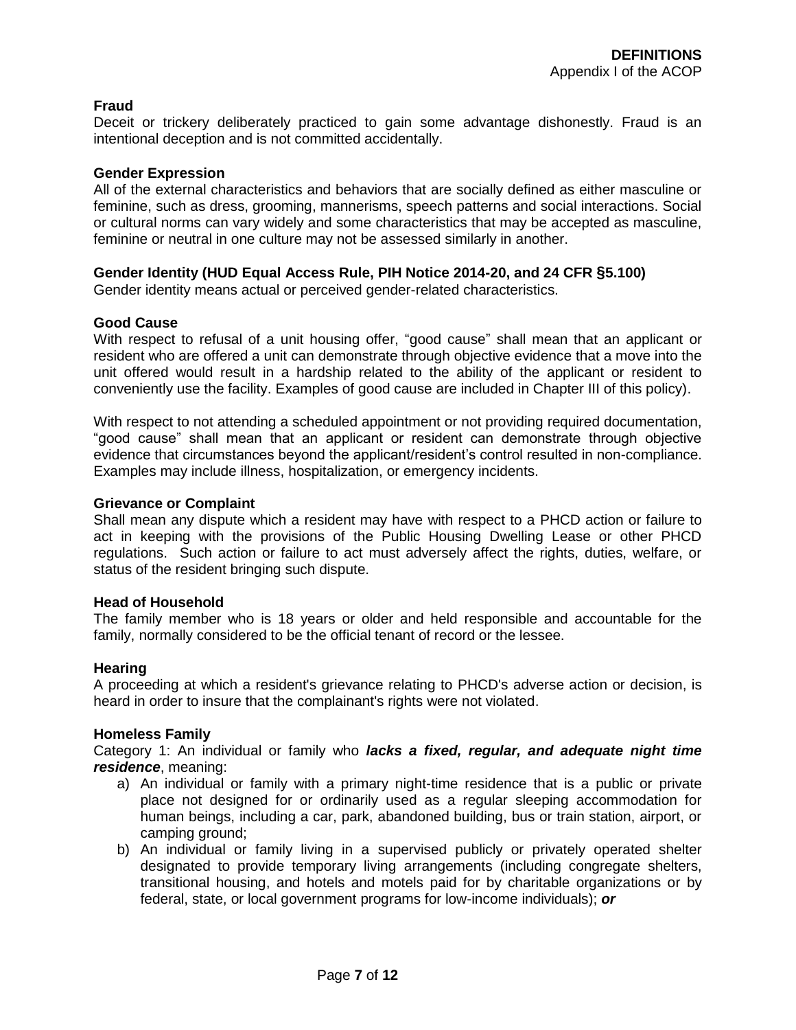**Fraud**
Deceit or trickery deliberately practiced to gain some advantage dishonestly. Fraud is an intentional deception and is not committed accidentally.

**Gender Expression**
All of the external characteristics and behaviors that are socially defined as either masculine or feminine, such as dress, grooming, mannerisms, speech patterns and social interactions. Social or cultural norms can vary widely and some characteristics that may be accepted as masculine, feminine or neutral in one culture may not be assessed similarly in another.

**Gender Identity (HUD Equal Access Rule, PIH Notice 2014-20, and 24 CFR §5.100)**
Gender identity means actual or perceived gender-related characteristics.

**Good Cause**
With respect to refusal of a unit housing offer, "good cause" shall mean that an applicant or resident who are offered a unit can demonstrate through objective evidence that a move into the unit offered would result in a hardship related to the ability of the applicant or resident to conveniently use the facility. Examples of good cause are included in Chapter III of this policy).

With respect to not attending a scheduled appointment or not providing required documentation, "good cause" shall mean that an applicant or resident can demonstrate through objective evidence that circumstances beyond the applicant/resident's control resulted in non-compliance. Examples may include illness, hospitalization, or emergency incidents.

**Grievance or Complaint**
Shall mean any dispute which a resident may have with respect to a PHCD action or failure to act in keeping with the provisions of the Public Housing Dwelling Lease or other PHCD regulations. Such action or failure to act must adversely affect the rights, duties, welfare, or status of the resident bringing such dispute.

**Head of Household**
The family member who is 18 years or older and held responsible and accountable for the family, normally considered to be the official tenant of record or the lessee.

**Hearing**
A proceeding at which a resident's grievance relating to PHCD's adverse action or decision, is heard in order to insure that the complainant's rights were not violated.

**Homeless Family**
Category 1: An individual or family who ***lacks a fixed, regular, and adequate night time residence***, meaning:

a) An individual or family with a primary night-time residence that is a public or private place not designed for or ordinarily used as a regular sleeping accommodation for human beings, including a car, park, abandoned building, bus or train station, airport, or camping ground;
b) An individual or family living in a supervised publicly or privately operated shelter designated to provide temporary living arrangements (including congregate shelters, transitional housing, and hotels and motels paid for by charitable organizations or by federal, state, or local government programs for low-income individuals); ***or***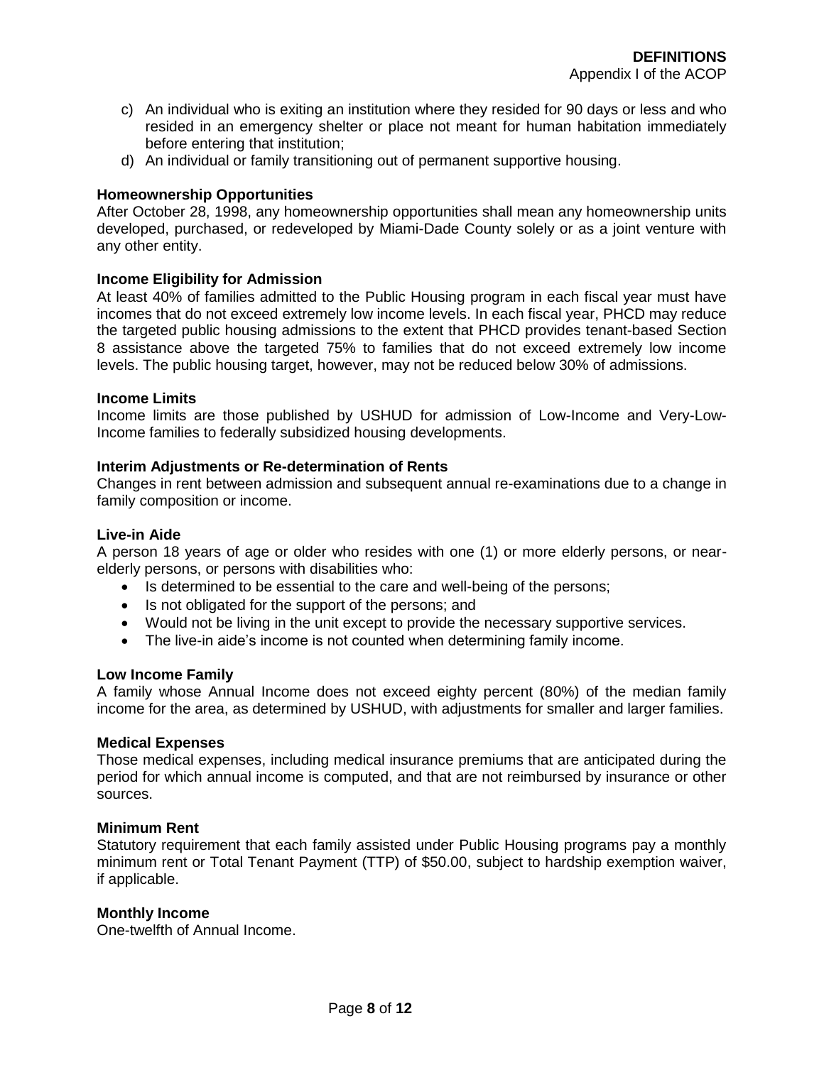c) An individual who is exiting an institution where they resided for 90 days or less and who resided in an emergency shelter or place not meant for human habitation immediately before entering that institution;

d) An individual or family transitioning out of permanent supportive housing.

**Homeownership Opportunities**

After October 28, 1998, any homeownership opportunities shall mean any homeownership units developed, purchased, or redeveloped by Miami-Dade County solely or as a joint venture with any other entity.

**Income Eligibility for Admission**

At least 40% of families admitted to the Public Housing program in each fiscal year must have incomes that do not exceed extremely low income levels. In each fiscal year, PHCD may reduce the targeted public housing admissions to the extent that PHCD provides tenant-based Section 8 assistance above the targeted 75% to families that do not exceed extremely low income levels. The public housing target, however, may not be reduced below 30% of admissions.

**Income Limits**

Income limits are those published by USHUD for admission of Low-Income and Very-Low-Income families to federally subsidized housing developments.

**Interim Adjustments or Re-determination of Rents**

Changes in rent between admission and subsequent annual re-examinations due to a change in family composition or income.

**Live-in Aide**

A person 18 years of age or older who resides with one (1) or more elderly persons, or near-elderly persons, or persons with disabilities who:

- Is determined to be essential to the care and well-being of the persons;
- Is not obligated for the support of the persons; and
- Would not be living in the unit except to provide the necessary supportive services.
- The live-in aide's income is not counted when determining family income.

**Low Income Family**

A family whose Annual Income does not exceed eighty percent (80%) of the median family income for the area, as determined by USHUD, with adjustments for smaller and larger families.

**Medical Expenses**

Those medical expenses, including medical insurance premiums that are anticipated during the period for which annual income is computed, and that are not reimbursed by insurance or other sources.

**Minimum Rent**

Statutory requirement that each family assisted under Public Housing programs pay a monthly minimum rent or Total Tenant Payment (TTP) of $50.00, subject to hardship exemption waiver, if applicable.

**Monthly Income**

One-twelfth of Annual Income.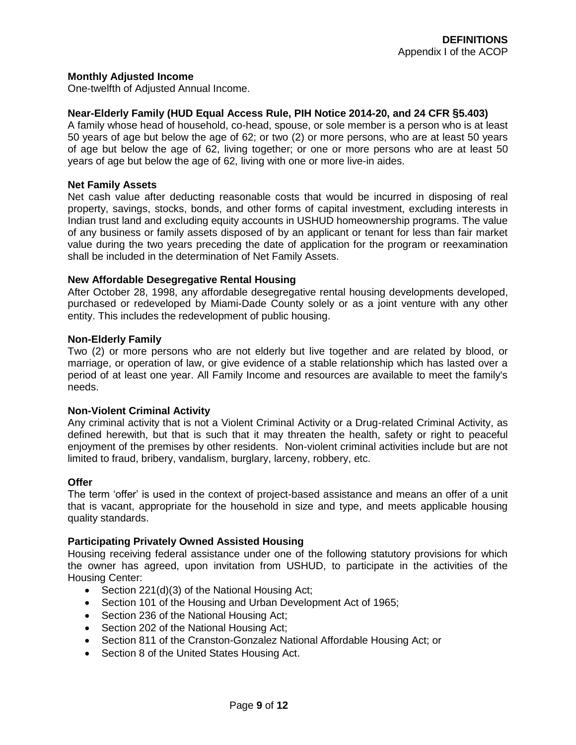**Monthly Adjusted Income**
One-twelfth of Adjusted Annual Income.

**Near-Elderly Family (HUD Equal Access Rule, PIH Notice 2014-20, and 24 CFR §5.403)**
A family whose head of household, co-head, spouse, or sole member is a person who is at least 50 years of age but below the age of 62; or two (2) or more persons, who are at least 50 years of age but below the age of 62, living together; or one or more persons who are at least 50 years of age but below the age of 62, living with one or more live-in aides.

**Net Family Assets**
Net cash value after deducting reasonable costs that would be incurred in disposing of real property, savings, stocks, bonds, and other forms of capital investment, excluding interests in Indian trust land and excluding equity accounts in USHUD homeownership programs. The value of any business or family assets disposed of by an applicant or tenant for less than fair market value during the two years preceding the date of application for the program or reexamination shall be included in the determination of Net Family Assets.

**New Affordable Desegregative Rental Housing**
After October 28, 1998, any affordable desegregative rental housing developments developed, purchased or redeveloped by Miami-Dade County solely or as a joint venture with any other entity. This includes the redevelopment of public housing.

**Non-Elderly Family**
Two (2) or more persons who are not elderly but live together and are related by blood, or marriage, or operation of law, or give evidence of a stable relationship which has lasted over a period of at least one year. All Family Income and resources are available to meet the family's needs.

**Non-Violent Criminal Activity**
Any criminal activity that is not a Violent Criminal Activity or a Drug-related Criminal Activity, as defined herewith, but that is such that it may threaten the health, safety or right to peaceful enjoyment of the premises by other residents. Non-violent criminal activities include but are not limited to fraud, bribery, vandalism, burglary, larceny, robbery, etc.

**Offer**
The term 'offer' is used in the context of project-based assistance and means an offer of a unit that is vacant, appropriate for the household in size and type, and meets applicable housing quality standards.

**Participating Privately Owned Assisted Housing**
Housing receiving federal assistance under one of the following statutory provisions for which the owner has agreed, upon invitation from USHUD, to participate in the activities of the Housing Center:

- Section 221(d)(3) of the National Housing Act;
- Section 101 of the Housing and Urban Development Act of 1965;
- Section 236 of the National Housing Act;
- Section 202 of the National Housing Act;
- Section 811 of the Cranston-Gonzalez National Affordable Housing Act; or
- Section 8 of the United States Housing Act.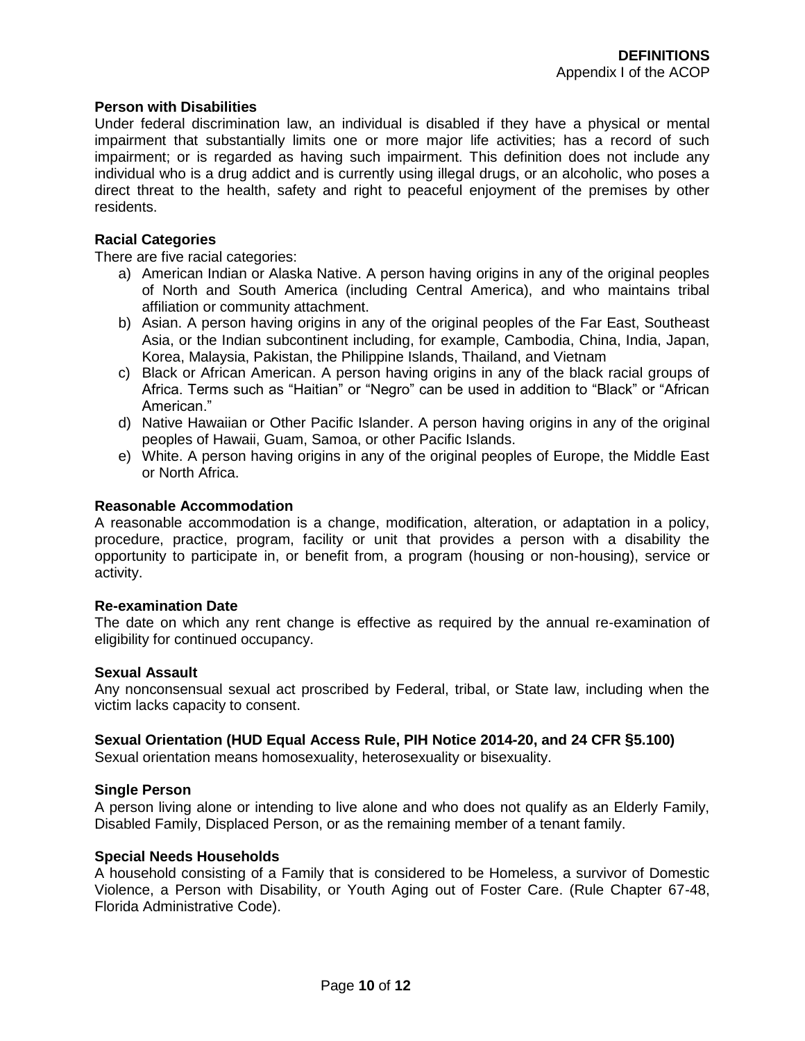**Person with Disabilities**

Under federal discrimination law, an individual is disabled if they have a physical or mental impairment that substantially limits one or more major life activities; has a record of such impairment; or is regarded as having such impairment. This definition does not include any individual who is a drug addict and is currently using illegal drugs, or an alcoholic, who poses a direct threat to the health, safety and right to peaceful enjoyment of the premises by other residents.

**Racial Categories**

There are five racial categories:

a) American Indian or Alaska Native. A person having origins in any of the original peoples of North and South America (including Central America), and who maintains tribal affiliation or community attachment.
b) Asian. A person having origins in any of the original peoples of the Far East, Southeast Asia, or the Indian subcontinent including, for example, Cambodia, China, India, Japan, Korea, Malaysia, Pakistan, the Philippine Islands, Thailand, and Vietnam
c) Black or African American. A person having origins in any of the black racial groups of Africa. Terms such as "Haitian" or "Negro" can be used in addition to "Black" or "African American."
d) Native Hawaiian or Other Pacific Islander. A person having origins in any of the original peoples of Hawaii, Guam, Samoa, or other Pacific Islands.
e) White. A person having origins in any of the original peoples of Europe, the Middle East or North Africa.

**Reasonable Accommodation**

A reasonable accommodation is a change, modification, alteration, or adaptation in a policy, procedure, practice, program, facility or unit that provides a person with a disability the opportunity to participate in, or benefit from, a program (housing or non-housing), service or activity.

**Re-examination Date**

The date on which any rent change is effective as required by the annual re-examination of eligibility for continued occupancy.

**Sexual Assault**

Any nonconsensual sexual act proscribed by Federal, tribal, or State law, including when the victim lacks capacity to consent.

**Sexual Orientation (HUD Equal Access Rule, PIH Notice 2014-20, and 24 CFR §5.100)**

Sexual orientation means homosexuality, heterosexuality or bisexuality.

**Single Person**

A person living alone or intending to live alone and who does not qualify as an Elderly Family, Disabled Family, Displaced Person, or as the remaining member of a tenant family.

**Special Needs Households**

A household consisting of a Family that is considered to be Homeless, a survivor of Domestic Violence, a Person with Disability, or Youth Aging out of Foster Care. (Rule Chapter 67-48, Florida Administrative Code).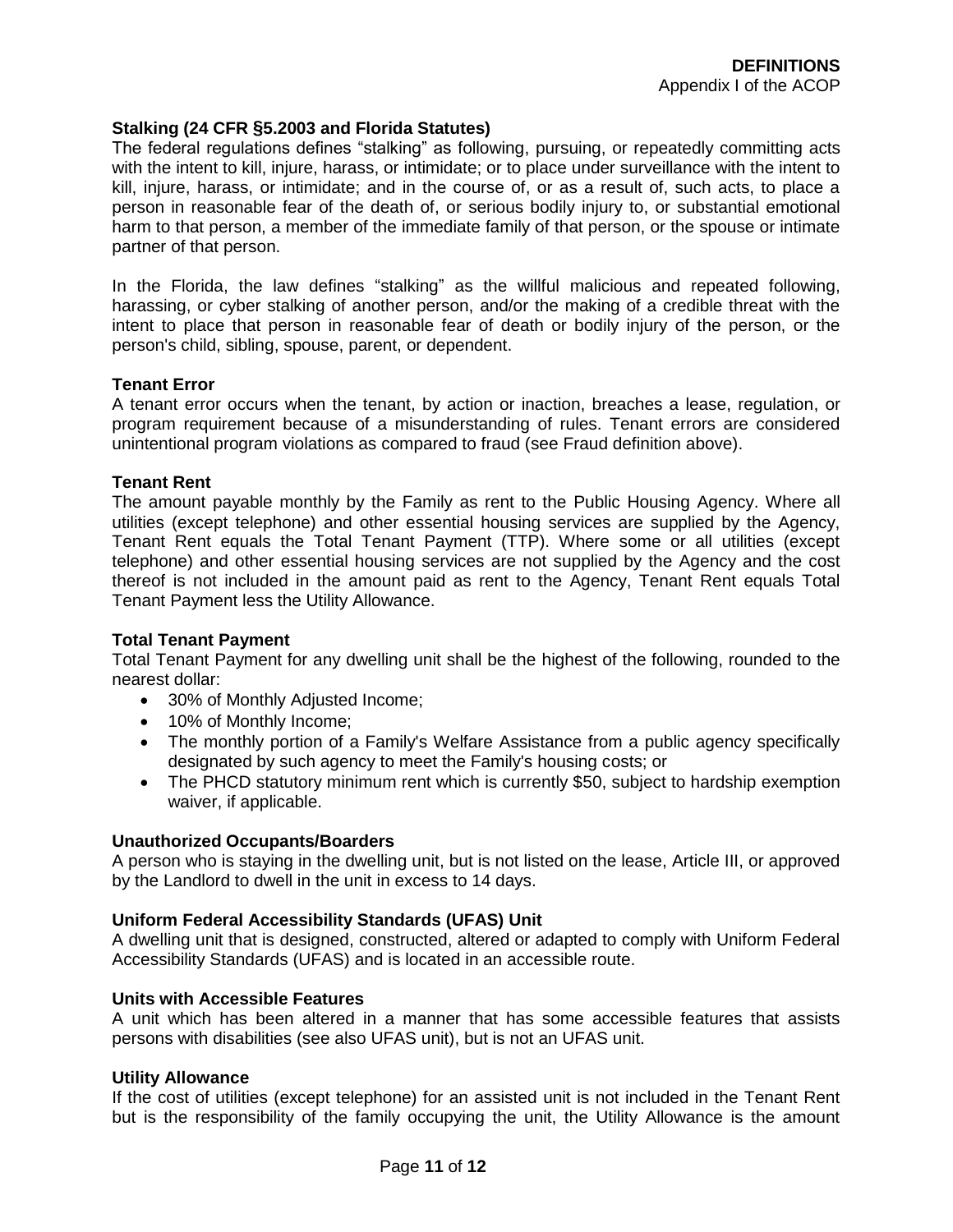**Stalking (24 CFR §5.2003 and Florida Statutes)**

The federal regulations defines "stalking" as following, pursuing, or repeatedly committing acts with the intent to kill, injure, harass, or intimidate; or to place under surveillance with the intent to kill, injure, harass, or intimidate; and in the course of, or as a result of, such acts, to place a person in reasonable fear of the death of, or serious bodily injury to, or substantial emotional harm to that person, a member of the immediate family of that person, or the spouse or intimate partner of that person.

In the Florida, the law defines "stalking" as the willful malicious and repeated following, harassing, or cyber stalking of another person, and/or the making of a credible threat with the intent to place that person in reasonable fear of death or bodily injury of the person, or the person's child, sibling, spouse, parent, or dependent.

**Tenant Error**

A tenant error occurs when the tenant, by action or inaction, breaches a lease, regulation, or program requirement because of a misunderstanding of rules. Tenant errors are considered unintentional program violations as compared to fraud (see Fraud definition above).

**Tenant Rent**

The amount payable monthly by the Family as rent to the Public Housing Agency. Where all utilities (except telephone) and other essential housing services are supplied by the Agency, Tenant Rent equals the Total Tenant Payment (TTP). Where some or all utilities (except telephone) and other essential housing services are not supplied by the Agency and the cost thereof is not included in the amount paid as rent to the Agency, Tenant Rent equals Total Tenant Payment less the Utility Allowance.

**Total Tenant Payment**

Total Tenant Payment for any dwelling unit shall be the highest of the following, rounded to the nearest dollar:

- 30% of Monthly Adjusted Income;
- 10% of Monthly Income;
- The monthly portion of a Family's Welfare Assistance from a public agency specifically designated by such agency to meet the Family's housing costs; or
- The PHCD statutory minimum rent which is currently $50, subject to hardship exemption waiver, if applicable.

**Unauthorized Occupants/Boarders**

A person who is staying in the dwelling unit, but is not listed on the lease, Article III, or approved by the Landlord to dwell in the unit in excess to 14 days.

**Uniform Federal Accessibility Standards (UFAS) Unit**

A dwelling unit that is designed, constructed, altered or adapted to comply with Uniform Federal Accessibility Standards (UFAS) and is located in an accessible route.

**Units with Accessible Features**

A unit which has been altered in a manner that has some accessible features that assists persons with disabilities (see also UFAS unit), but is not an UFAS unit.

**Utility Allowance**

If the cost of utilities (except telephone) for an assisted unit is not included in the Tenant Rent but is the responsibility of the family occupying the unit, the Utility Allowance is the amount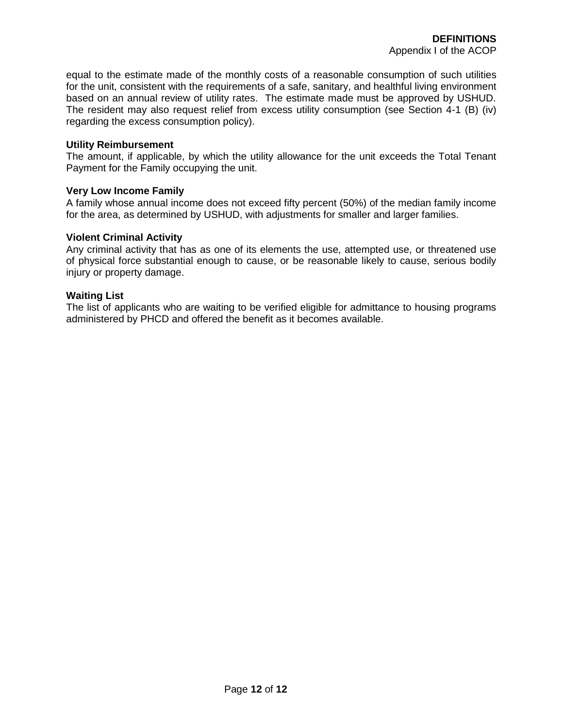equal to the estimate made of the monthly costs of a reasonable consumption of such utilities for the unit, consistent with the requirements of a safe, sanitary, and healthful living environment based on an annual review of utility rates. The estimate made must be approved by USHUD. The resident may also request relief from excess utility consumption (see Section 4-1 (B) (iv) regarding the excess consumption policy).

**Utility Reimbursement**
The amount, if applicable, by which the utility allowance for the unit exceeds the Total Tenant Payment for the Family occupying the unit.

**Very Low Income Family**
A family whose annual income does not exceed fifty percent (50%) of the median family income for the area, as determined by USHUD, with adjustments for smaller and larger families.

**Violent Criminal Activity**
Any criminal activity that has as one of its elements the use, attempted use, or threatened use of physical force substantial enough to cause, or be reasonable likely to cause, serious bodily injury or property damage.

**Waiting List**
The list of applicants who are waiting to be verified eligible for admittance to housing programs administered by PHCD and offered the benefit as it becomes available.